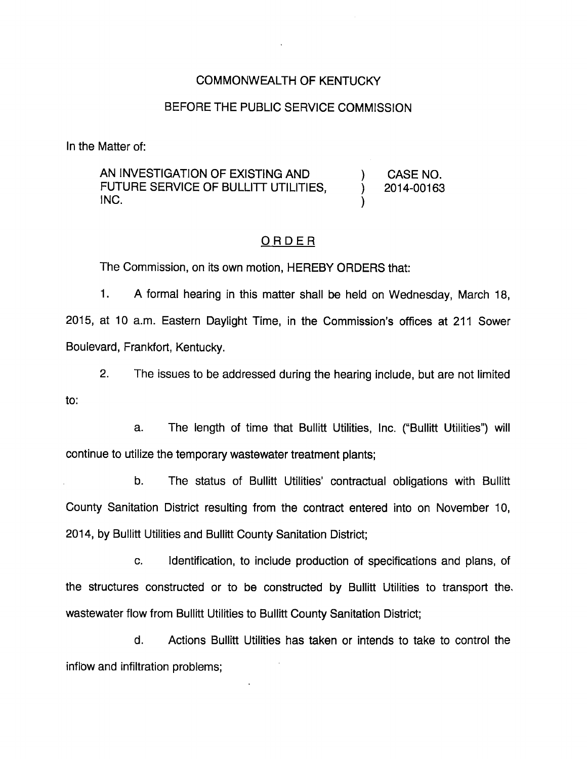COMMONWEALTH OF KENTUCKY

BEFORE THE PUBLIC SERVICE COMMISSION

In the Matter of:

| | | |
|---|---|---|
| AN INVESTIGATION OF EXISTING AND FUTURE SERVICE OF BULLITT UTILITIES, INC. | ) ) ) | CASE NO. 2014-00163 |

## ORDER

The Commission, on its own motion, HEREBY ORDERS that:

1. A formal hearing in this matter shall be held on Wednesday, March 18, 2015, at 10 a.m. Eastern Daylight Time, in the Commission's offices at 211 Sower Boulevard, Frankfort, Kentucky.

2. The issues to be addressed during the hearing include, but are not limited to:

   a. The length of time that Bullitt Utilities, Inc. ("Bullitt Utilities") will continue to utilize the temporary wastewater treatment plants;

   b. The status of Bullitt Utilities' contractual obligations with Bullitt County Sanitation District resulting from the contract entered into on November 10, 2014, by Bullitt Utilities and Bullitt County Sanitation District;

   c. Identification, to include production of specifications and plans, of the structures constructed or to be constructed by Bullitt Utilities to transport the wastewater flow from Bullitt Utilities to Bullitt County Sanitation District;

   d. Actions Bullitt Utilities has taken or intends to take to control the inflow and infiltration problems;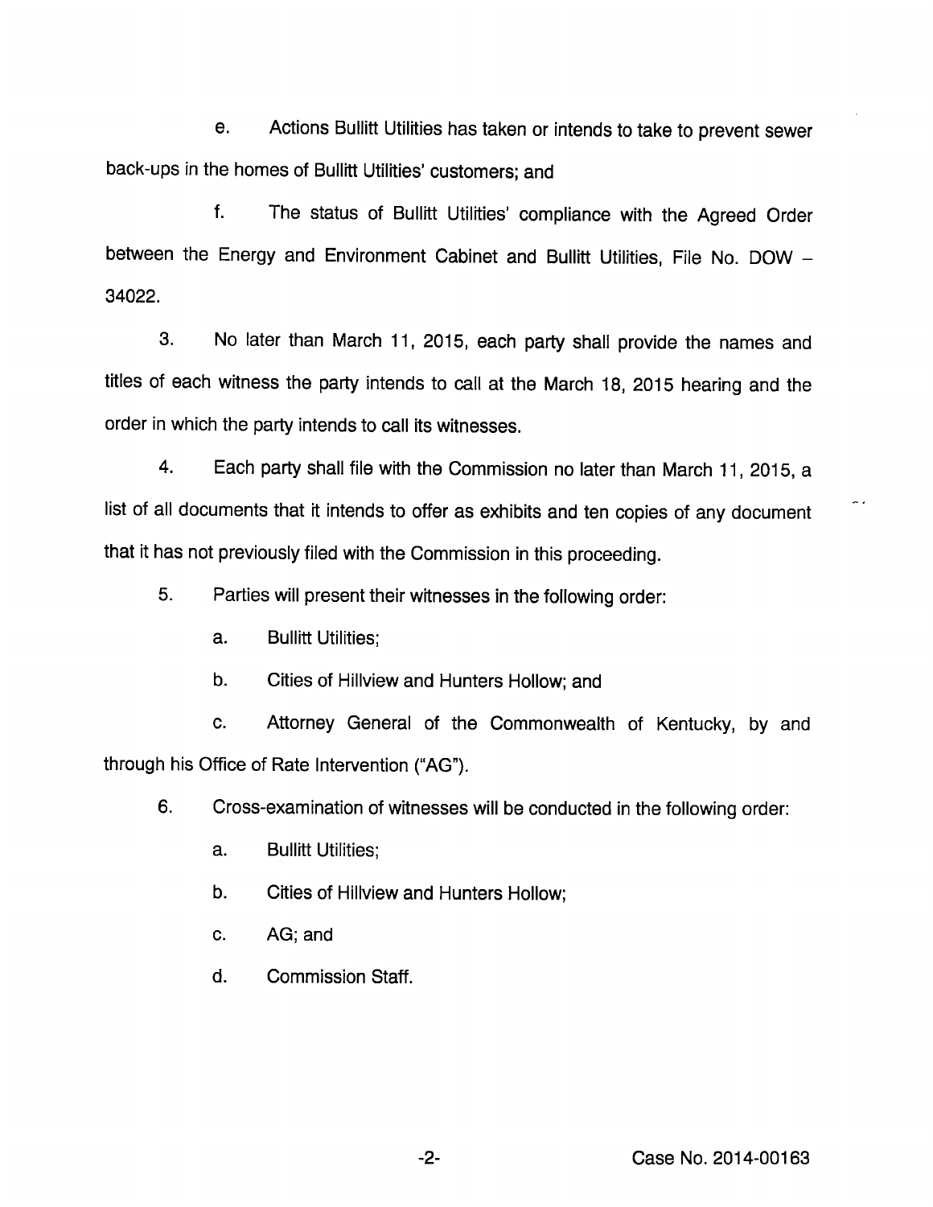e. Actions Bullitt Utilities has taken or intends to take to prevent sewer back-ups in the homes of Bullitt Utilities' customers; and

f. The status of Bullitt Utilities' compliance with the Agreed Order between the Energy and Environment Cabinet and Bullitt Utilities, File No. DOW – 34022.

3. No later than March 11, 2015, each party shall provide the names and titles of each witness the party intends to call at the March 18, 2015 hearing and the order in which the party intends to call its witnesses.

4. Each party shall file with the Commission no later than March 11, 2015, a list of all documents that it intends to offer as exhibits and ten copies of any document that it has not previously filed with the Commission in this proceeding.

5. Parties will present their witnesses in the following order:

a. Bullitt Utilities;

b. Cities of Hillview and Hunters Hollow; and

c. Attorney General of the Commonwealth of Kentucky, by and through his Office of Rate Intervention ("AG").

6. Cross-examination of witnesses will be conducted in the following order:

a. Bullitt Utilities;

b. Cities of Hillview and Hunters Hollow;

c. AG; and

d. Commission Staff.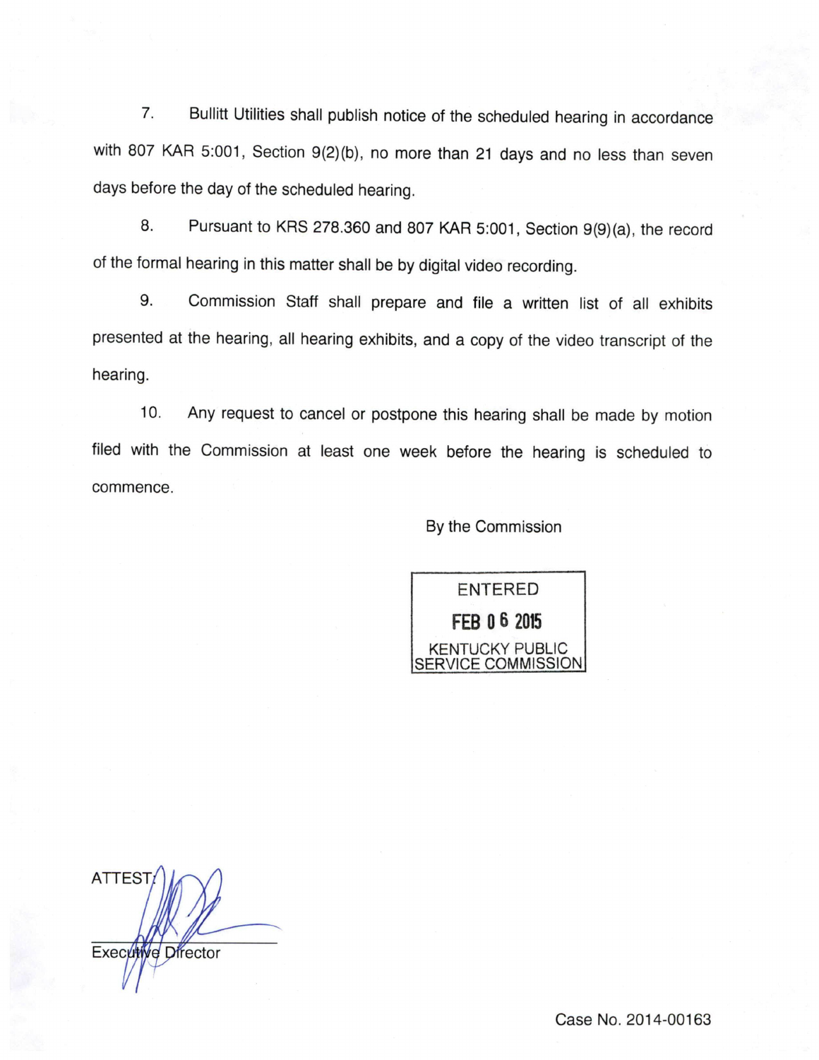7. Bullitt Utilities shall publish notice of the scheduled hearing in accordance with 807 KAR 5:001, Section 9(2)(b), no more than 21 days and no less than seven days before the day of the scheduled hearing.

8. Pursuant to KRS 278.360 and 807 KAR 5:001, Section 9(9)(a), the record of the formal hearing in this matter shall be by digital video recording.

9. Commission Staff shall prepare and file a written list of all exhibits presented at the hearing, all hearing exhibits, and a copy of the video transcript of the hearing.

10. Any request to cancel or postpone this hearing shall be made by motion filed with the Commission at least one week before the hearing is scheduled to commence.

By the Commission

ENTERED
FEB 06 2015
KENTUCKY PUBLIC SERVICE COMMISSION

ATTEST:

Executive Director

Case No. 2014-00163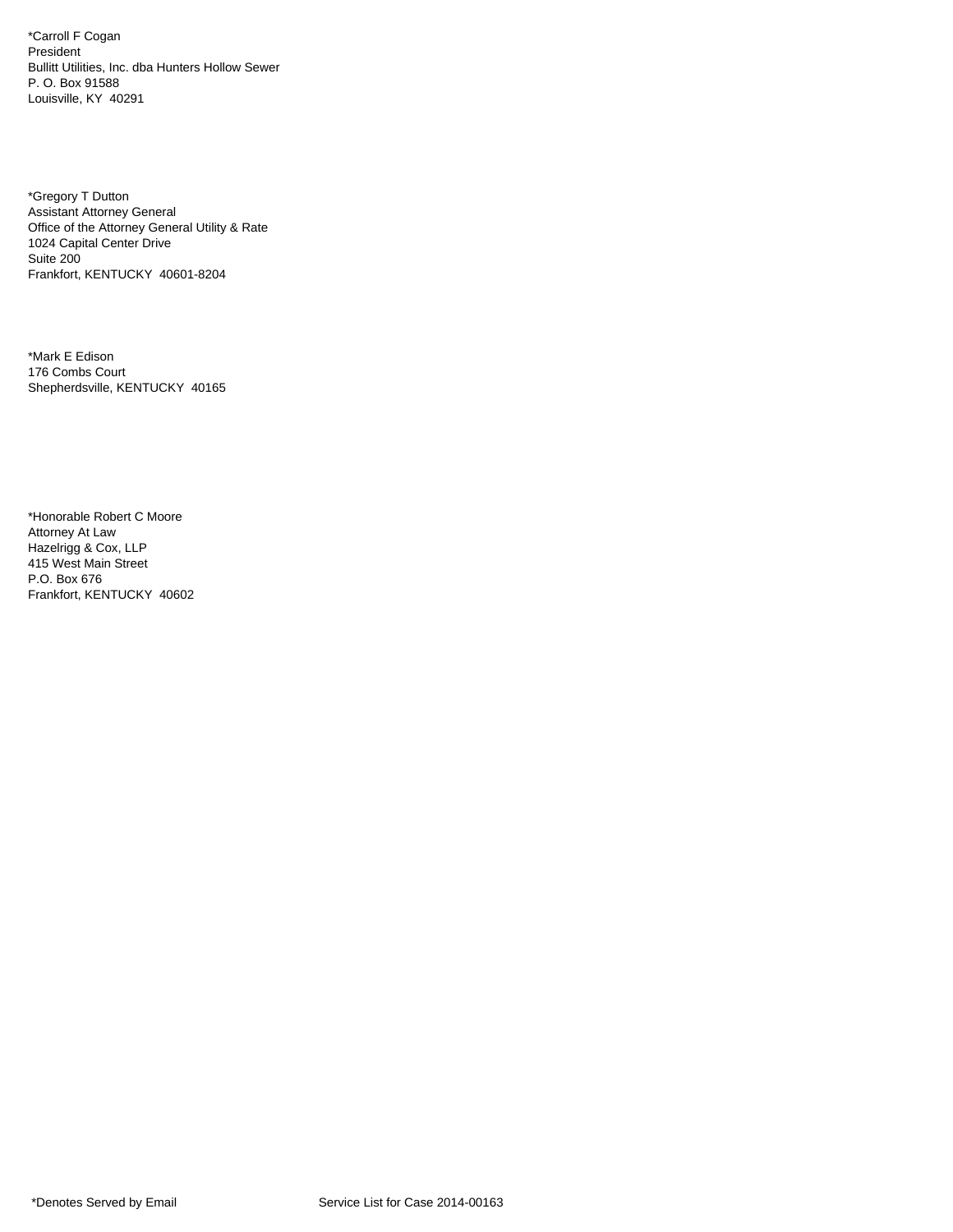*Carroll F Cogan
President
Bullitt Utilities, Inc. dba Hunters Hollow Sewer
P. O. Box 91588
Louisville, KY  40291

*Gregory T Dutton
Assistant Attorney General
Office of the Attorney General Utility & Rate
1024 Capital Center Drive
Suite 200
Frankfort, KENTUCKY  40601-8204

*Mark E Edison
176 Combs Court
Shepherdsville, KENTUCKY  40165

*Honorable Robert C Moore
Attorney At Law
Hazelrigg & Cox, LLP
415 West Main Street
P.O. Box 676
Frankfort, KENTUCKY  40602

*Denotes Served by Email

Service List for Case 2014-00163